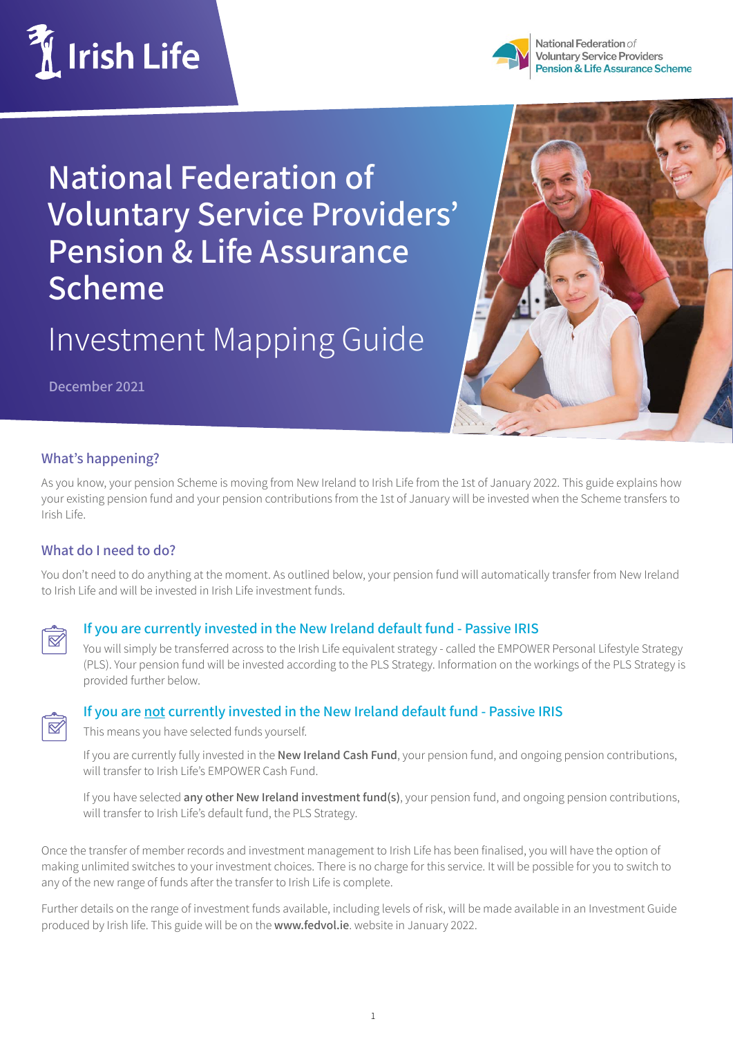Irish Life

National Federation *of* Voluntary Service Providers Pension & Life Assurance Scheme

# National Federation of Voluntary Service Providers' Pension & Life Assurance Scheme

## Investment Mapping Guide

December 2021

### What's happening?

As you know, your pension Scheme is moving from New Ireland to Irish Life from the 1st of January 2022. This guide explains how your existing pension fund and your pension contributions from the 1st of January will be invested when the Scheme transfers to Irish Life.

### What do I need to do?

You don't need to do anything at the moment. As outlined below, your pension fund will automatically transfer from New Ireland to Irish Life and will be invested in Irish Life investment funds.

#### If you are currently invested in the New Ireland default fund - Passive IRIS

You will simply be transferred across to the Irish Life equivalent strategy - called the EMPOWER Personal Lifestyle Strategy (PLS). Your pension fund will be invested according to the PLS Strategy. Information on the workings of the PLS Strategy is provided further below.

#### If you are not currently invested in the New Ireland default fund - Passive IRIS

This means you have selected funds yourself.

If you are currently fully invested in the **New Ireland Cash Fund**, your pension fund, and ongoing pension contributions, will transfer to Irish Life's EMPOWER Cash Fund.

If you have selected **any other New Ireland investment fund(s)**, your pension fund, and ongoing pension contributions, will transfer to Irish Life's default fund, the PLS Strategy.

Once the transfer of member records and investment management to Irish Life has been finalised, you will have the option of making unlimited switches to your investment choices. There is no charge for this service. It will be possible for you to switch to any of the new range of funds after the transfer to Irish Life is complete.

Further details on the range of investment funds available, including levels of risk, will be made available in an Investment Guide produced by Irish life. This guide will be on the **www.fedvol.ie**. website in January 2022.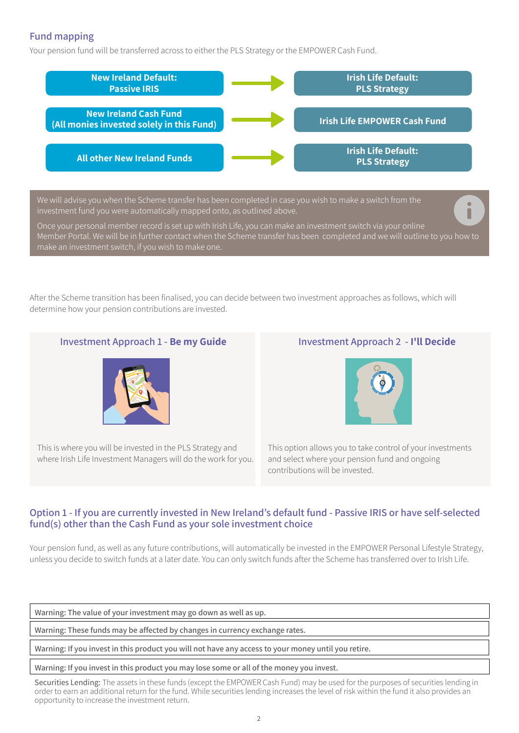## Fund mapping

Your pension fund will be transferred across to either the PLS Strategy or the EMPOWER Cash Fund.

| New Ireland | | Irish Life |
|---|---|---|
| **New Ireland Default: Passive IRIS** | → | **Irish Life Default: PLS Strategy** |
| **New Ireland Cash Fund (All monies invested solely in this Fund)** | → | **Irish Life EMPOWER Cash Fund** |
| **All other New Ireland Funds** | → | **Irish Life Default: PLS Strategy** |

We will advise you when the Scheme transfer has been completed in case you wish to make a switch from the investment fund you were automatically mapped onto, as outlined above.

Once your personal member record is set up with Irish Life, you can make an investment switch via your online Member Portal. We will be in further contact when the Scheme transfer has been completed and we will outline to you how to make an investment switch, if you wish to make one.

After the Scheme transition has been finalised, you can decide between two investment approaches as follows, which will determine how your pension contributions are invested.

### Investment Approach 1 - **Be my Guide**

This is where you will be invested in the PLS Strategy and where Irish Life Investment Managers will do the work for you.

### Investment Approach 2 - **I'll Decide**

This option allows you to take control of your investments and select where your pension fund and ongoing contributions will be invested.

## Option 1 - If you are currently invested in New Ireland's default fund - Passive IRIS or have self-selected fund(s) other than the Cash Fund as your sole investment choice

Your pension fund, as well as any future contributions, will automatically be invested in the EMPOWER Personal Lifestyle Strategy, unless you decide to switch funds at a later date. You can only switch funds after the Scheme has transferred over to Irish Life.

Warning: The value of your investment may go down as well as up.

Warning: These funds may be affected by changes in currency exchange rates.

Warning: If you invest in this product you will not have any access to your money until you retire.

Warning: If you invest in this product you may lose some or all of the money you invest.

Securities Lending: The assets in these funds (except the EMPOWER Cash Fund) may be used for the purposes of securities lending in order to earn an additional return for the fund. While securities lending increases the level of risk within the fund it also provides an opportunity to increase the investment return.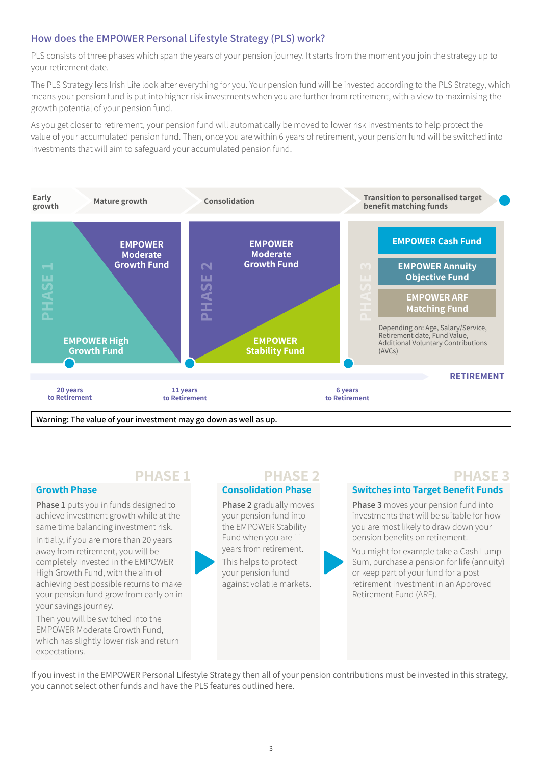## How does the EMPOWER Personal Lifestyle Strategy (PLS) work?

PLS consists of three phases which span the years of your pension journey. It starts from the moment you join the strategy up to your retirement date.

The PLS Strategy lets Irish Life look after everything for you. Your pension fund will be invested according to the PLS Strategy, which means your pension fund is put into higher risk investments when you are further from retirement, with a view to maximising the growth potential of your pension fund.

As you get closer to retirement, your pension fund will automatically be moved to lower risk investments to help protect the value of your accumulated pension fund. Then, once you are within 6 years of retirement, your pension fund will be switched into investments that will aim to safeguard your accumulated pension fund.

Early growth | Mature growth | Consolidation | Transition to personalised target benefit matching funds

**PHASE 1**: EMPOWER Moderate Growth Fund; EMPOWER High Growth Fund

**PHASE 2**: EMPOWER Moderate Growth Fund; EMPOWER Stability Fund

**PHASE 3**: EMPOWER Cash Fund; EMPOWER Annuity Objective Fund; EMPOWER ARF Matching Fund

Depending on: Age, Salary/Service, Retirement date, Fund Value, Additional Voluntary Contributions (AVCs)

20 years to Retirement | 11 years to Retirement | 6 years to Retirement | RETIREMENT

**Warning: The value of your investment may go down as well as up.**

### PHASE 1

**Growth Phase**

**Phase 1** puts you in funds designed to achieve investment growth while at the same time balancing investment risk.

Initially, if you are more than 20 years away from retirement, you will be completely invested in the EMPOWER High Growth Fund, with the aim of achieving best possible returns to make your pension fund grow from early on in your savings journey.

Then you will be switched into the EMPOWER Moderate Growth Fund, which has slightly lower risk and return expectations.

### PHASE 2

**Consolidation Phase**

**Phase 2** gradually moves your pension fund into the EMPOWER Stability Fund when you are 11 years from retirement.

This helps to protect your pension fund against volatile markets.

### PHASE 3

**Switches into Target Benefit Funds**

**Phase 3** moves your pension fund into investments that will be suitable for how you are most likely to draw down your pension benefits on retirement.

You might for example take a Cash Lump Sum, purchase a pension for life (annuity) or keep part of your fund for a post retirement investment in an Approved Retirement Fund (ARF).

If you invest in the EMPOWER Personal Lifestyle Strategy then all of your pension contributions must be invested in this strategy, you cannot select other funds and have the PLS features outlined here.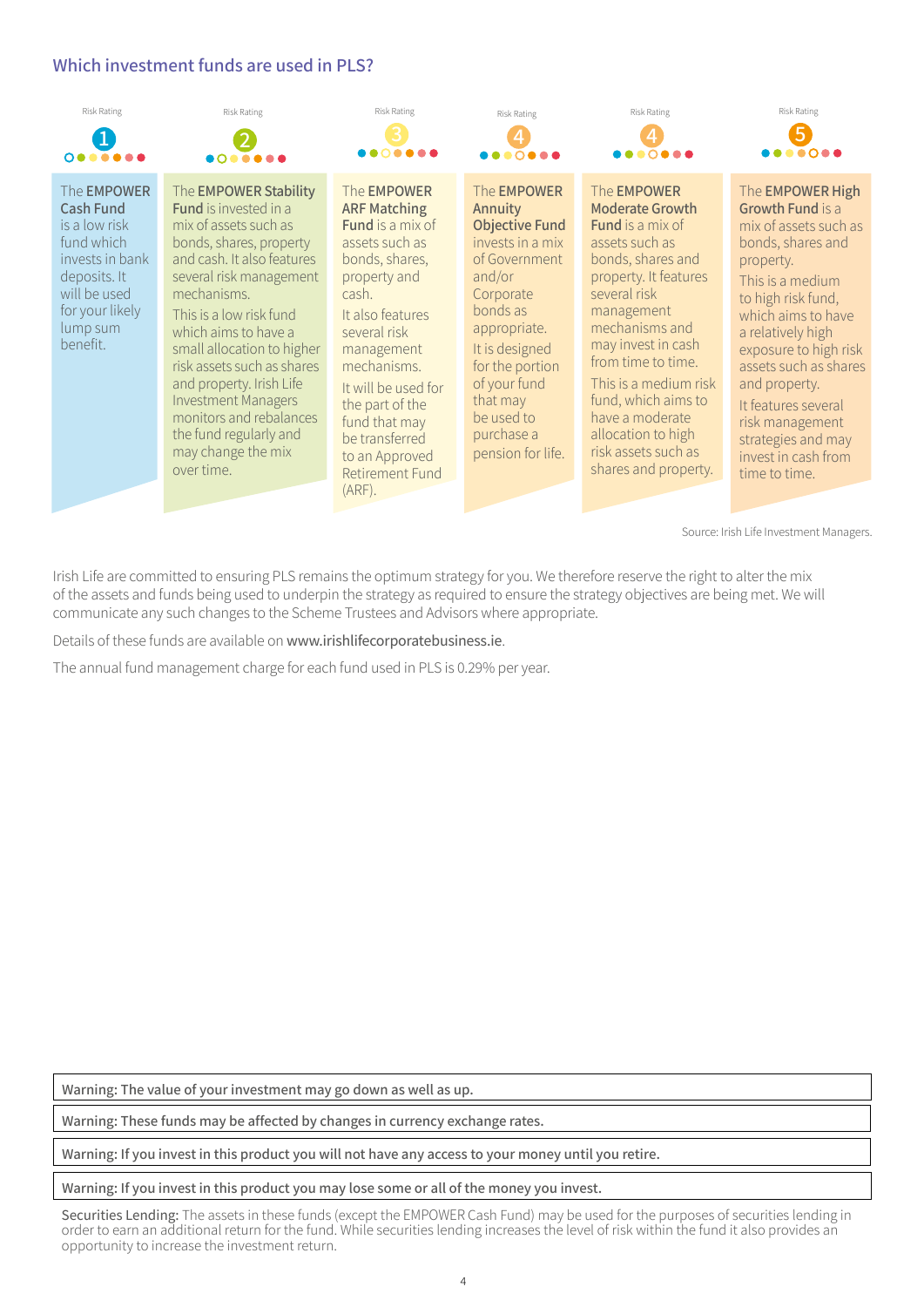## Which investment funds are used in PLS?

| Risk Rating 1 | Risk Rating 2 | Risk Rating 3 | Risk Rating 4 | Risk Rating 4 | Risk Rating 5 |
|---|---|---|---|---|---|
| The **EMPOWER Cash Fund** is a low risk fund which invests in bank deposits. It will be used for your likely lump sum benefit. | The **EMPOWER Stability Fund** is invested in a mix of assets such as bonds, shares, property and cash. It also features several risk management mechanisms. This is a low risk fund which aims to have a small allocation to higher risk assets such as shares and property. Irish Life Investment Managers monitors and rebalances the fund regularly and may change the mix over time. | The **EMPOWER ARF Matching Fund** is a mix of assets such as bonds, shares, property and cash. It also features several risk management mechanisms. It will be used for the part of the fund that may be transferred to an Approved Retirement Fund (ARF). | The **EMPOWER Annuity Objective Fund** invests in a mix of Government and/or Corporate bonds as appropriate. It is designed for the portion of your fund that may be used to purchase a pension for life. | The **EMPOWER Moderate Growth Fund** is a mix of assets such as bonds, shares and property. It features several risk management mechanisms and may invest in cash from time to time. This is a medium risk fund, which aims to have a moderate allocation to high risk assets such as shares and property. | The **EMPOWER High Growth Fund** is a mix of assets such as bonds, shares and property. This is a medium to high risk fund, which aims to have a relatively high exposure to high risk assets such as shares and property. It features several risk management strategies and may invest in cash from time to time. |

Source: Irish Life Investment Managers.

Irish Life are committed to ensuring PLS remains the optimum strategy for you. We therefore reserve the right to alter the mix of the assets and funds being used to underpin the strategy as required to ensure the strategy objectives are being met. We will communicate any such changes to the Scheme Trustees and Advisors where appropriate.

Details of these funds are available on www.irishlifecorporatebusiness.ie.

The annual fund management charge for each fund used in PLS is 0.29% per year.

Warning: The value of your investment may go down as well as up.

Warning: These funds may be affected by changes in currency exchange rates.

Warning: If you invest in this product you will not have any access to your money until you retire.

Warning: If you invest in this product you may lose some or all of the money you invest.

Securities Lending: The assets in these funds (except the EMPOWER Cash Fund) may be used for the purposes of securities lending in order to earn an additional return for the fund. While securities lending increases the level of risk within the fund it also provides an opportunity to increase the investment return.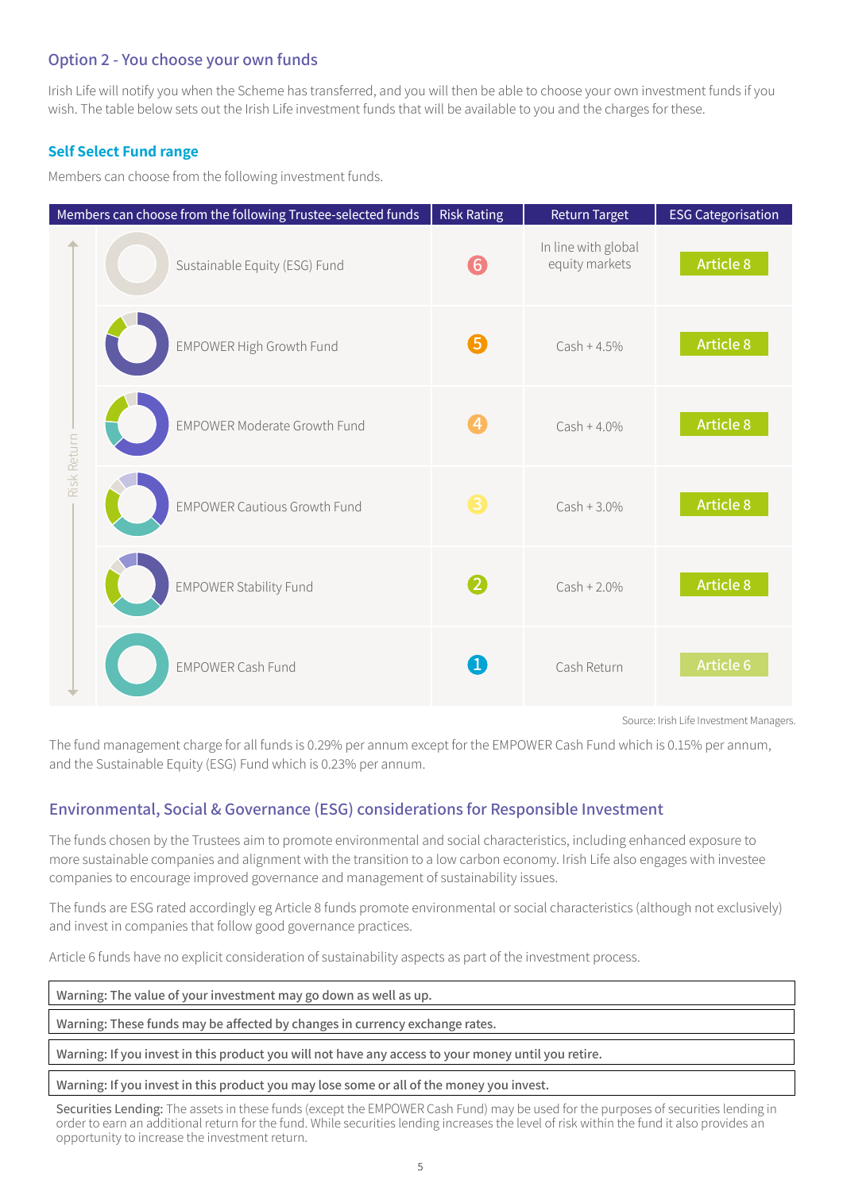## Option 2 - You choose your own funds

Irish Life will notify you when the Scheme has transferred, and you will then be able to choose your own investment funds if you wish. The table below sets out the Irish Life investment funds that will be available to you and the charges for these.

### Self Select Fund range

Members can choose from the following investment funds.

| Members can choose from the following Trustee-selected funds | Risk Rating | Return Target | ESG Categorisation |
|---|---|---|---|
| Sustainable Equity (ESG) Fund | 6 | In line with global equity markets | Article 8 |
| EMPOWER High Growth Fund | 5 | Cash + 4.5% | Article 8 |
| EMPOWER Moderate Growth Fund | 4 | Cash + 4.0% | Article 8 |
| EMPOWER Cautious Growth Fund | 3 | Cash + 3.0% | Article 8 |
| EMPOWER Stability Fund | 2 | Cash + 2.0% | Article 8 |
| EMPOWER Cash Fund | 1 | Cash Return | Article 6 |

Risk Return

Source: Irish Life Investment Managers.

The fund management charge for all funds is 0.29% per annum except for the EMPOWER Cash Fund which is 0.15% per annum, and the Sustainable Equity (ESG) Fund which is 0.23% per annum.

## Environmental, Social & Governance (ESG) considerations for Responsible Investment

The funds chosen by the Trustees aim to promote environmental and social characteristics, including enhanced exposure to more sustainable companies and alignment with the transition to a low carbon economy. Irish Life also engages with investee companies to encourage improved governance and management of sustainability issues.

The funds are ESG rated accordingly eg Article 8 funds promote environmental or social characteristics (although not exclusively) and invest in companies that follow good governance practices.

Article 6 funds have no explicit consideration of sustainability aspects as part of the investment process.

**Warning: The value of your investment may go down as well as up.**

**Warning: These funds may be affected by changes in currency exchange rates.**

**Warning: If you invest in this product you will not have any access to your money until you retire.**

**Warning: If you invest in this product you may lose some or all of the money you invest.**

Securities Lending: The assets in these funds (except the EMPOWER Cash Fund) may be used for the purposes of securities lending in order to earn an additional return for the fund. While securities lending increases the level of risk within the fund it also provides an opportunity to increase the investment return.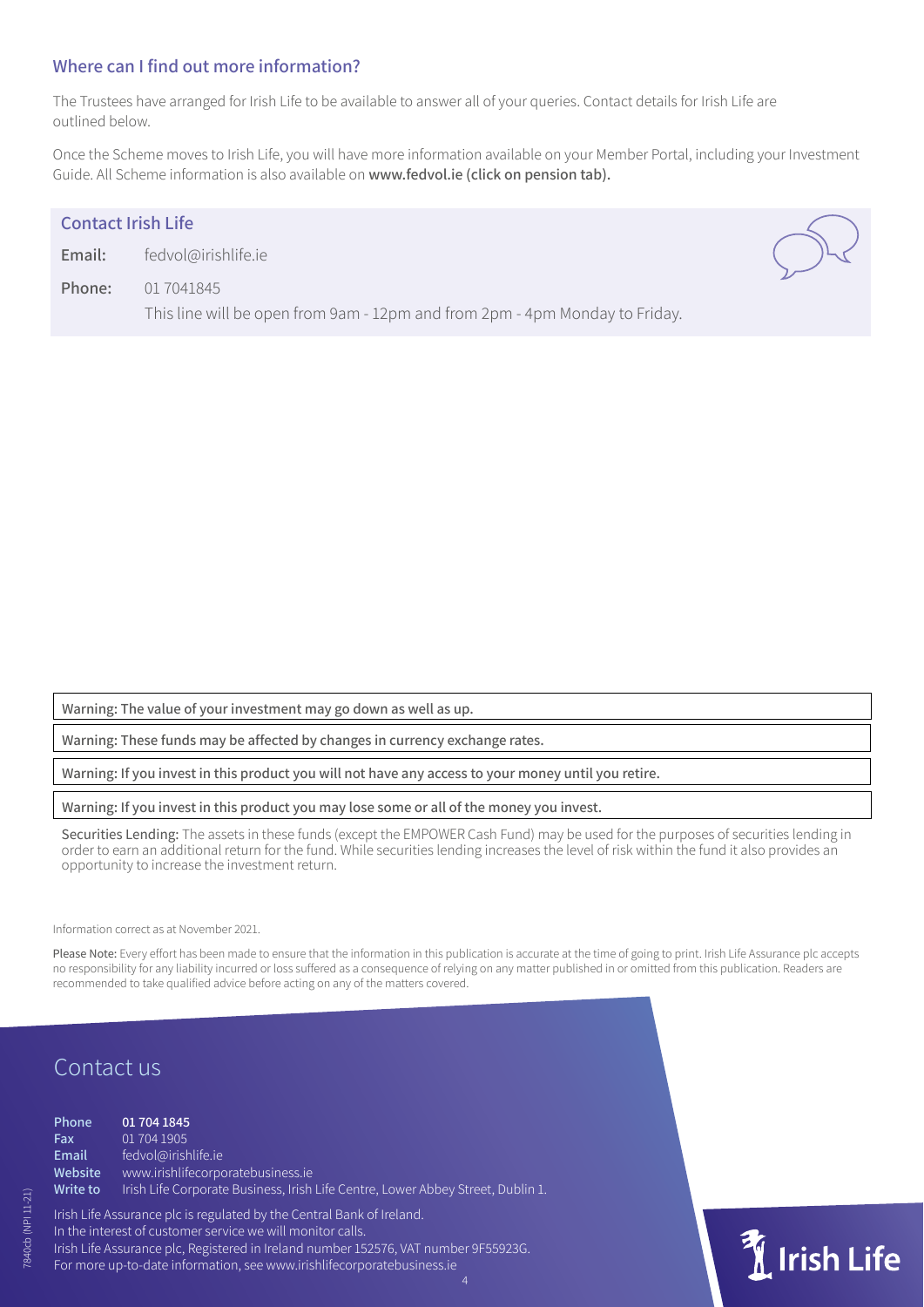## Where can I find out more information?

The Trustees have arranged for Irish Life to be available to answer all of your queries. Contact details for Irish Life are outlined below.

Once the Scheme moves to Irish Life, you will have more information available on your Member Portal, including your Investment Guide. All Scheme information is also available on **www.fedvol.ie (click on pension tab).**

### Contact Irish Life

**Email:** fedvol@irishlife.ie

**Phone:** 01 7041845
This line will be open from 9am - 12pm and from 2pm - 4pm Monday to Friday.

**Warning: The value of your investment may go down as well as up.**

**Warning: These funds may be affected by changes in currency exchange rates.**

**Warning: If you invest in this product you will not have any access to your money until you retire.**

**Warning: If you invest in this product you may lose some or all of the money you invest.**

Securities Lending: The assets in these funds (except the EMPOWER Cash Fund) may be used for the purposes of securities lending in order to earn an additional return for the fund. While securities lending increases the level of risk within the fund it also provides an opportunity to increase the investment return.

Information correct as at November 2021.

Please Note: Every effort has been made to ensure that the information in this publication is accurate at the time of going to print. Irish Life Assurance plc accepts no responsibility for any liability incurred or loss suffered as a consequence of relying on any matter published in or omitted from this publication. Readers are recommended to take qualified advice before acting on any of the matters covered.

## Contact us

**Phone** **01 704 1845**
**Fax** 01 704 1905
**Email** fedvol@irishlife.ie
**Website** www.irishlifecorporatebusiness.ie
**Write to** Irish Life Corporate Business, Irish Life Centre, Lower Abbey Street, Dublin 1.

Irish Life Assurance plc is regulated by the Central Bank of Ireland.
In the interest of customer service we will monitor calls.
Irish Life Assurance plc, Registered in Ireland number 152576, VAT number 9F55923G.
For more up-to-date information, see www.irishlifecorporatebusiness.ie

7840cb (NPI 11-21)

Irish Life